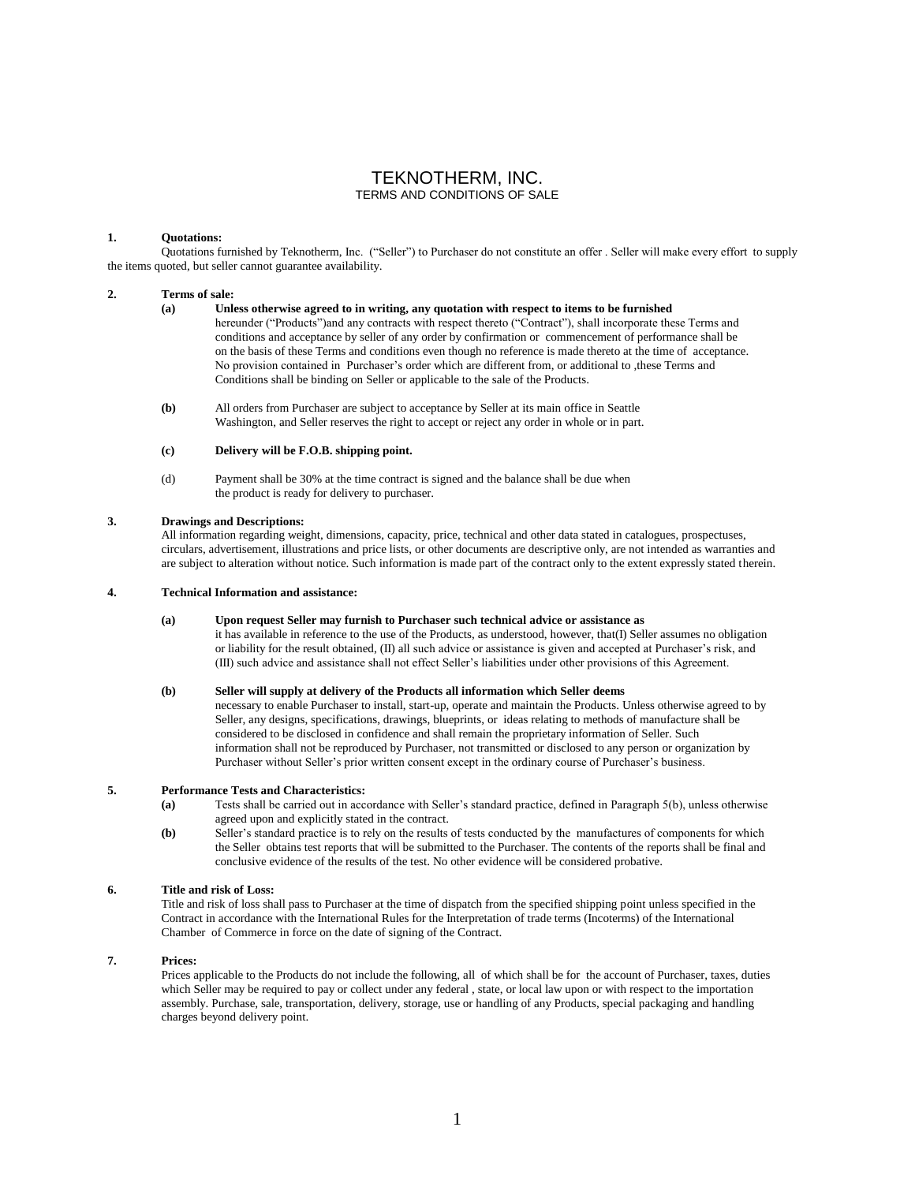# TEKNOTHERM, INC.

## TERMS AND CONDITIONS OF SALE

**1. Quotations:**

Quotations furnished by Teknotherm, Inc. ("Seller") to Purchaser do not constitute an offer . Seller will make every effort to supply the items quoted, but seller cannot guarantee availability.

**2. Terms of sale:**

**(a) Unless otherwise agreed to in writing, any quotation with respect to items to be furnished** hereunder ("Products")and any contracts with respect thereto ("Contract"), shall incorporate these Terms and conditions and acceptance by seller of any order by confirmation or commencement of performance shall be on the basis of these Terms and conditions even though no reference is made thereto at the time of acceptance. No provision contained in Purchaser's order which are different from, or additional to ,these Terms and Conditions shall be binding on Seller or applicable to the sale of the Products.

**(b)** All orders from Purchaser are subject to acceptance by Seller at its main office in Seattle Washington, and Seller reserves the right to accept or reject any order in whole or in part.

**(c) Delivery will be F.O.B. shipping point.**

(d) Payment shall be 30% at the time contract is signed and the balance shall be due when the product is ready for delivery to purchaser.

**3. Drawings and Descriptions:**

All information regarding weight, dimensions, capacity, price, technical and other data stated in catalogues, prospectuses, circulars, advertisement, illustrations and price lists, or other documents are descriptive only, are not intended as warranties and are subject to alteration without notice. Such information is made part of the contract only to the extent expressly stated therein.

**4. Technical Information and assistance:**

**(a) Upon request Seller may furnish to Purchaser such technical advice or assistance as** it has available in reference to the use of the Products, as understood, however, that(I) Seller assumes no obligation or liability for the result obtained, (II) all such advice or assistance is given and accepted at Purchaser's risk, and (III) such advice and assistance shall not effect Seller's liabilities under other provisions of this Agreement.

**(b) Seller will supply at delivery of the Products all information which Seller deems** necessary to enable Purchaser to install, start-up, operate and maintain the Products. Unless otherwise agreed to by Seller, any designs, specifications, drawings, blueprints, or ideas relating to methods of manufacture shall be considered to be disclosed in confidence and shall remain the proprietary information of Seller. Such information shall not be reproduced by Purchaser, not transmitted or disclosed to any person or organization by Purchaser without Seller's prior written consent except in the ordinary course of Purchaser's business.

**5. Performance Tests and Characteristics:**

**(a)** Tests shall be carried out in accordance with Seller's standard practice, defined in Paragraph 5(b), unless otherwise agreed upon and explicitly stated in the contract.

**(b)** Seller's standard practice is to rely on the results of tests conducted by the manufactures of components for which the Seller obtains test reports that will be submitted to the Purchaser. The contents of the reports shall be final and conclusive evidence of the results of the test. No other evidence will be considered probative.

**6. Title and risk of Loss:**

Title and risk of loss shall pass to Purchaser at the time of dispatch from the specified shipping point unless specified in the Contract in accordance with the International Rules for the Interpretation of trade terms (Incoterms) of the International Chamber of Commerce in force on the date of signing of the Contract.

**7. Prices:**

Prices applicable to the Products do not include the following, all of which shall be for the account of Purchaser, taxes, duties which Seller may be required to pay or collect under any federal , state, or local law upon or with respect to the importation assembly. Purchase, sale, transportation, delivery, storage, use or handling of any Products, special packaging and handling charges beyond delivery point.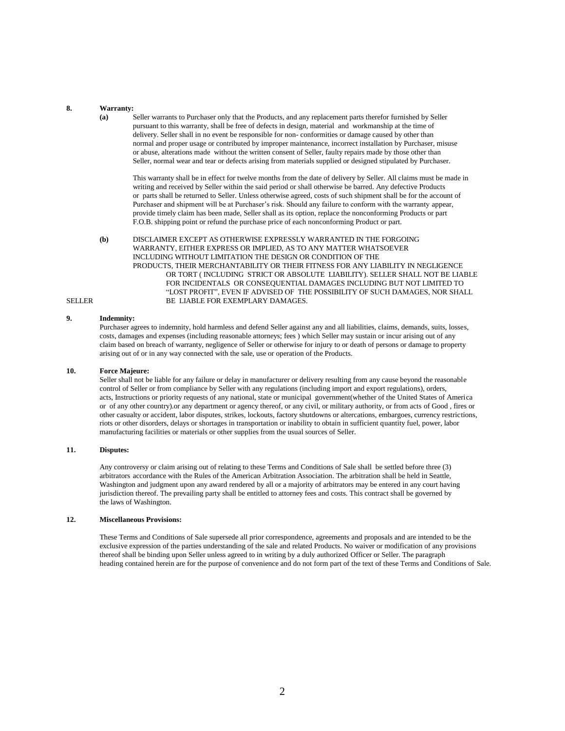**8. Warranty:**

**(a)** Seller warrants to Purchaser only that the Products, and any replacement parts therefor furnished by Seller pursuant to this warranty, shall be free of defects in design, material and workmanship at the time of delivery. Seller shall in no event be responsible for non- conformities or damage caused by other than normal and proper usage or contributed by improper maintenance, incorrect installation by Purchaser, misuse or abuse, alterations made without the written consent of Seller, faulty repairs made by those other than Seller, normal wear and tear or defects arising from materials supplied or designed stipulated by Purchaser.

This warranty shall be in effect for twelve months from the date of delivery by Seller. All claims must be made in writing and received by Seller within the said period or shall otherwise be barred. Any defective Products or parts shall be returned to Seller. Unless otherwise agreed, costs of such shipment shall be for the account of Purchaser and shipment will be at Purchaser's risk. Should any failure to conform with the warranty appear, provide timely claim has been made, Seller shall as its option, replace the nonconforming Products or part F.O.B. shipping point or refund the purchase price of each nonconforming Product or part.

**(b)** DISCLAIMER EXCEPT AS OTHERWISE EXPRESSLY WARRANTED IN THE FORGOING WARRANTY, EITHER EXPRESS OR IMPLIED, AS TO ANY MATTER WHATSOEVER INCLUDING WITHOUT LIMITATION THE DESIGN OR CONDITION OF THE PRODUCTS, THEIR MERCHANTABILITY OR THEIR FITNESS FOR ANY LIABILITY IN NEGLIGENCE OR TORT ( INCLUDING STRICT OR ABSOLUTE LIABILITY). SELLER SHALL NOT BE LIABLE FOR INCIDENTALS OR CONSEQUENTIAL DAMAGES INCLUDING BUT NOT LIMITED TO "LOST PROFIT", EVEN IF ADVISED OF THE POSSIBILITY OF SUCH DAMAGES, NOR SHALL SELLER BE LIABLE FOR EXEMPLARY DAMAGES.

**9. Indemnity:**

Purchaser agrees to indemnity, hold harmless and defend Seller against any and all liabilities, claims, demands, suits, losses, costs, damages and expenses (including reasonable attorneys; fees ) which Seller may sustain or incur arising out of any claim based on breach of warranty, negligence of Seller or otherwise for injury to or death of persons or damage to property arising out of or in any way connected with the sale, use or operation of the Products.

**10. Force Majeure:**

Seller shall not be liable for any failure or delay in manufacturer or delivery resulting from any cause beyond the reasonable control of Seller or from compliance by Seller with any regulations (including import and export regulations), orders, acts, Instructions or priority requests of any national, state or municipal government(whether of the United States of America or of any other country).or any department or agency thereof, or any civil, or military authority, or from acts of Good , fires or other casualty or accident, labor disputes, strikes, lockouts, factory shutdowns or altercations, embargoes, currency restrictions, riots or other disorders, delays or shortages in transportation or inability to obtain in sufficient quantity fuel, power, labor manufacturing facilities or materials or other supplies from the usual sources of Seller.

**11. Disputes:**

Any controversy or claim arising out of relating to these Terms and Conditions of Sale shall be settled before three (3) arbitrators accordance with the Rules of the American Arbitration Association. The arbitration shall be held in Seattle, Washington and judgment upon any award rendered by all or a majority of arbitrators may be entered in any court having jurisdiction thereof. The prevailing party shall be entitled to attorney fees and costs. This contract shall be governed by the laws of Washington.

**12. Miscellaneous Provisions:**

These Terms and Conditions of Sale supersede all prior correspondence, agreements and proposals and are intended to be the exclusive expression of the parties understanding of the sale and related Products. No waiver or modification of any provisions thereof shall be binding upon Seller unless agreed to in writing by a duly authorized Officer or Seller. The paragraph heading contained herein are for the purpose of convenience and do not form part of the text of these Terms and Conditions of Sale.